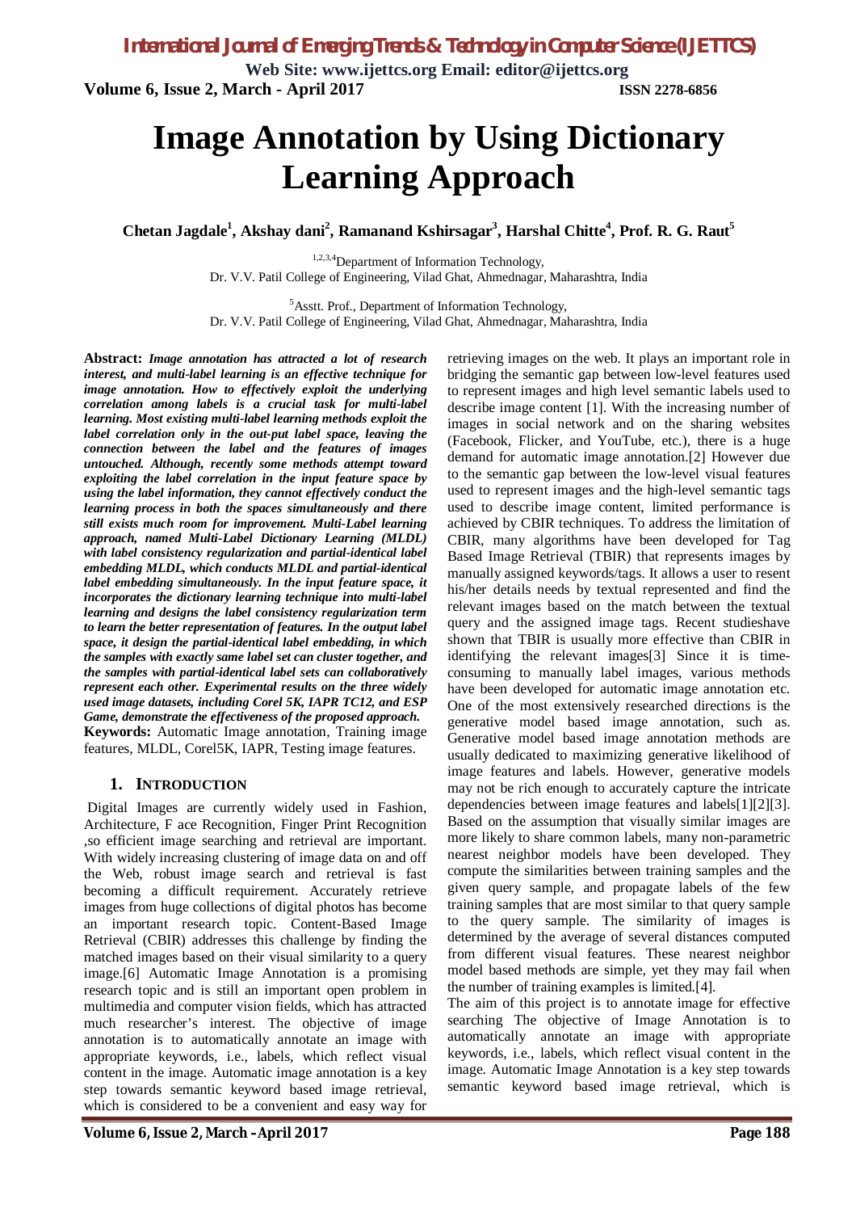# Image Annotation by Using Dictionary Learning Approach

**Chetan Jagdale[1], Akshay dani[2], Ramanand Kshirsagar[3], Harshal Chitte[4], Prof. R. G. Raut[5]**

[1,2,3,4]Department of Information Technology,
Dr. V.V. Patil College of Engineering, Vilad Ghat, Ahmednagar, Maharashtra, India

[5]Asstt. Prof., Department of Information Technology,
Dr. V.V. Patil College of Engineering, Vilad Ghat, Ahmednagar, Maharashtra, India

**Abstract:** ***Image annotation has attracted a lot of research interest, and multi-label learning is an effective technique for image annotation. How to effectively exploit the underlying correlation among labels is a crucial task for multi-label learning. Most existing multi-label learning methods exploit the label correlation only in the out-put label space, leaving the connection between the label and the features of images untouched. Although, recently some methods attempt toward exploiting the label correlation in the input feature space by using the label information, they cannot effectively conduct the learning process in both the spaces simultaneously and there still exists much room for improvement. Multi-Label learning approach, named Multi-Label Dictionary Learning (MLDL) with label consistency regularization and partial-identical label embedding MLDL, which conducts MLDL and partial-identical label embedding simultaneously. In the input feature space, it incorporates the dictionary learning technique into multi-label learning and designs the label consistency regularization term to learn the better representation of features. In the output label space, it design the partial-identical label embedding, in which the samples with exactly same label set can cluster together, and the samples with partial-identical label sets can collaboratively represent each other. Experimental results on the three widely used image datasets, including Corel 5K, IAPR TC12, and ESP Game, demonstrate the effectiveness of the proposed approach.***

**Keywords:** Automatic Image annotation, Training image features, MLDL, Corel5K, IAPR, Testing image features.

## 1. INTRODUCTION

Digital Images are currently widely used in Fashion, Architecture, F ace Recognition, Finger Print Recognition ,so efficient image searching and retrieval are important. With widely increasing clustering of image data on and off the Web, robust image search and retrieval is fast becoming a difficult requirement. Accurately retrieve images from huge collections of digital photos has become an important research topic. Content-Based Image Retrieval (CBIR) addresses this challenge by finding the matched images based on their visual similarity to a query image.[6] Automatic Image Annotation is a promising research topic and is still an important open problem in multimedia and computer vision fields, which has attracted much researcher's interest. The objective of image annotation is to automatically annotate an image with appropriate keywords, i.e., labels, which reflect visual content in the image. Automatic image annotation is a key step towards semantic keyword based image retrieval, which is considered to be a convenient and easy way for retrieving images on the web. It plays an important role in bridging the semantic gap between low-level features used to represent images and high level semantic labels used to describe image content [1]. With the increasing number of images in social network and on the sharing websites (Facebook, Flicker, and YouTube, etc.), there is a huge demand for automatic image annotation.[2] However due to the semantic gap between the low-level visual features used to represent images and the high-level semantic tags used to describe image content, limited performance is achieved by CBIR techniques. To address the limitation of CBIR, many algorithms have been developed for Tag Based Image Retrieval (TBIR) that represents images by manually assigned keywords/tags. It allows a user to resent his/her details needs by textual represented and find the relevant images based on the match between the textual query and the assigned image tags. Recent studieshave shown that TBIR is usually more effective than CBIR in identifying the relevant images[3] Since it is time-consuming to manually label images, various methods have been developed for automatic image annotation etc. One of the most extensively researched directions is the generative model based image annotation, such as. Generative model based image annotation methods are usually dedicated to maximizing generative likelihood of image features and labels. However, generative models may not be rich enough to accurately capture the intricate dependencies between image features and labels[1][2][3]. Based on the assumption that visually similar images are more likely to share common labels, many non-parametric nearest neighbor models have been developed. They compute the similarities between training samples and the given query sample, and propagate labels of the few training samples that are most similar to that query sample to the query sample. The similarity of images is determined by the average of several distances computed from different visual features. These nearest neighbor model based methods are simple, yet they may fail when the number of training examples is limited.[4].

The aim of this project is to annotate image for effective searching The objective of Image Annotation is to automatically annotate an image with appropriate keywords, i.e., labels, which reflect visual content in the image. Automatic Image Annotation is a key step towards semantic keyword based image retrieval, which is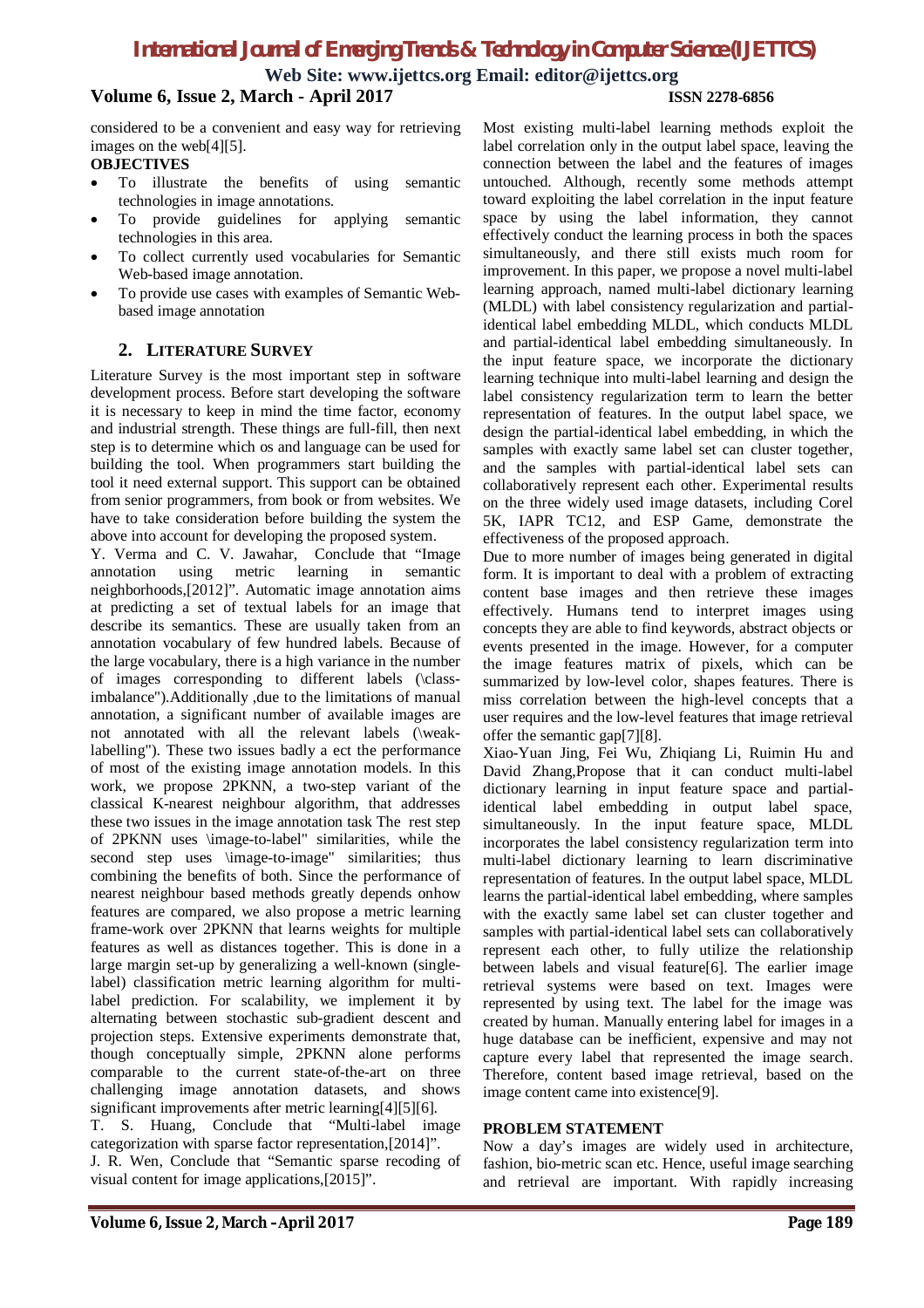considered to be a convenient and easy way for retrieving images on the web[4][5].

**OBJECTIVES**

- To illustrate the benefits of using semantic technologies in image annotations.
- To provide guidelines for applying semantic technologies in this area.
- To collect currently used vocabularies for Semantic Web-based image annotation.
- To provide use cases with examples of Semantic Web-based image annotation

## 2. LITERATURE SURVEY

Literature Survey is the most important step in software development process. Before start developing the software it is necessary to keep in mind the time factor, economy and industrial strength. These things are full-fill, then next step is to determine which os and language can be used for building the tool. When programmers start building the tool it need external support. This support can be obtained from senior programmers, from book or from websites. We have to take consideration before building the system the above into account for developing the proposed system.

Y. Verma and C. V. Jawahar, Conclude that "Image annotation using metric learning in semantic neighborhoods,[2012]". Automatic image annotation aims at predicting a set of textual labels for an image that describe its semantics. These are usually taken from an annotation vocabulary of few hundred labels. Because of the large vocabulary, there is a high variance in the number of images corresponding to different labels (\class-imbalance").Additionally ,due to the limitations of manual annotation, a significant number of available images are not annotated with all the relevant labels (\weak-labelling"). These two issues badly a ect the performance of most of the existing image annotation models. In this work, we propose 2PKNN, a two-step variant of the classical K-nearest neighbour algorithm, that addresses these two issues in the image annotation task The rest step of 2PKNN uses \image-to-label" similarities, while the second step uses \image-to-image" similarities; thus combining the benefits of both. Since the performance of nearest neighbour based methods greatly depends onhow features are compared, we also propose a metric learning frame-work over 2PKNN that learns weights for multiple features as well as distances together. This is done in a large margin set-up by generalizing a well-known (single-label) classification metric learning algorithm for multi-label prediction. For scalability, we implement it by alternating between stochastic sub-gradient descent and projection steps. Extensive experiments demonstrate that, though conceptually simple, 2PKNN alone performs comparable to the current state-of-the-art on three challenging image annotation datasets, and shows significant improvements after metric learning[4][5][6].

T. S. Huang, Conclude that "Multi-label image categorization with sparse factor representation,[2014]".

J. R. Wen, Conclude that "Semantic sparse recoding of visual content for image applications,[2015]".

Most existing multi-label learning methods exploit the label correlation only in the output label space, leaving the connection between the label and the features of images untouched. Although, recently some methods attempt toward exploiting the label correlation in the input feature space by using the label information, they cannot effectively conduct the learning process in both the spaces simultaneously, and there still exists much room for improvement. In this paper, we propose a novel multi-label learning approach, named multi-label dictionary learning (MLDL) with label consistency regularization and partial-identical label embedding MLDL, which conducts MLDL and partial-identical label embedding simultaneously. In the input feature space, we incorporate the dictionary learning technique into multi-label learning and design the label consistency regularization term to learn the better representation of features. In the output label space, we design the partial-identical label embedding, in which the samples with exactly same label set can cluster together, and the samples with partial-identical label sets can collaboratively represent each other. Experimental results on the three widely used image datasets, including Corel 5K, IAPR TC12, and ESP Game, demonstrate the effectiveness of the proposed approach.

Due to more number of images being generated in digital form. It is important to deal with a problem of extracting content base images and then retrieve these images effectively. Humans tend to interpret images using concepts they are able to find keywords, abstract objects or events presented in the image. However, for a computer the image features matrix of pixels, which can be summarized by low-level color, shapes features. There is miss correlation between the high-level concepts that a user requires and the low-level features that image retrieval offer the semantic gap[7][8].

Xiao-Yuan Jing, Fei Wu, Zhiqiang Li, Ruimin Hu and David Zhang,Propose that it can conduct multi-label dictionary learning in input feature space and partial-identical label embedding in output label space, simultaneously. In the input feature space, MLDL incorporates the label consistency regularization term into multi-label dictionary learning to learn discriminative representation of features. In the output label space, MLDL learns the partial-identical label embedding, where samples with the exactly same label set can cluster together and samples with partial-identical label sets can collaboratively represent each other, to fully utilize the relationship between labels and visual feature[6]. The earlier image retrieval systems were based on text. Images were represented by using text. The label for the image was created by human. Manually entering label for images in a huge database can be inefficient, expensive and may not capture every label that represented the image search. Therefore, content based image retrieval, based on the image content came into existence[9].

**PROBLEM STATEMENT**

Now a day's images are widely used in architecture, fashion, bio-metric scan etc. Hence, useful image searching and retrieval are important. With rapidly increasing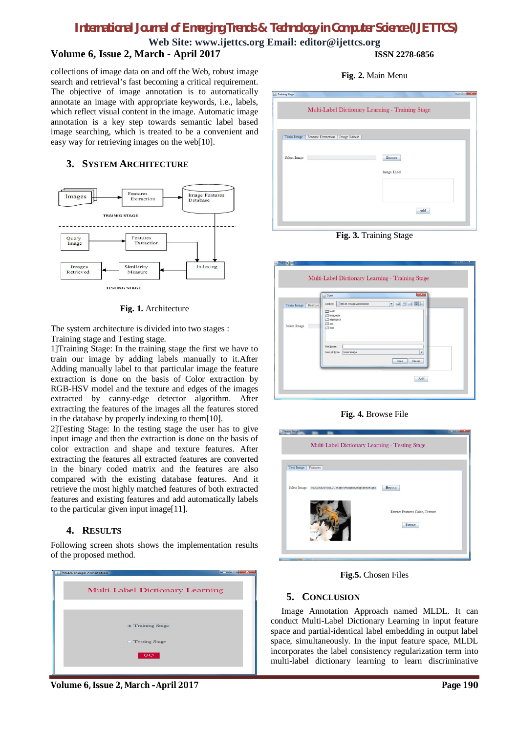collections of image data on and off the Web, robust image search and retrieval's fast becoming a critical requirement. The objective of image annotation is to automatically annotate an image with appropriate keywords, i.e., labels, which reflect visual content in the image. Automatic image annotation is a key step towards semantic label based image searching, which is treated to be a convenient and easy way for retrieving images on the web[10].

## 3. System Architecture

**Fig. 1.** Architecture

The system architecture is divided into two stages : Training stage and Testing stage.

1]Training Stage: In the training stage the first we have to train our image by adding labels manually to it.After Adding manually label to that particular image the feature extraction is done on the basis of Color extraction by RGB-HSV model and the texture and edges of the images extracted by canny-edge detector algorithm. After extracting the features of the images all the features stored in the database by properly indexing to them[10].

2]Testing Stage: In the testing stage the user has to give input image and then the extraction is done on the basis of color extraction and shape and texture features. After extracting the features all extracted features are converted in the binary coded matrix and the features are also compared with the existing database features. And it retrieve the most highly matched features of both extracted features and existing features and add automatically labels to the particular given input image[11].

## 4. Results

Following screen shots shows the implementation results of the proposed method.

**Fig. 2.** Main Menu

**Fig. 3.** Training Stage

**Fig. 4.** Browse File

**Fig.5.** Chosen Files

## 5. Conclusion

Image Annotation Approach named MLDL. It can conduct Multi-Label Dictionary Learning in input feature space and partial-identical label embedding in output label space, simultaneously. In the input feature space, MLDL incorporates the label consistency regularization term into multi-label dictionary learning to learn discriminative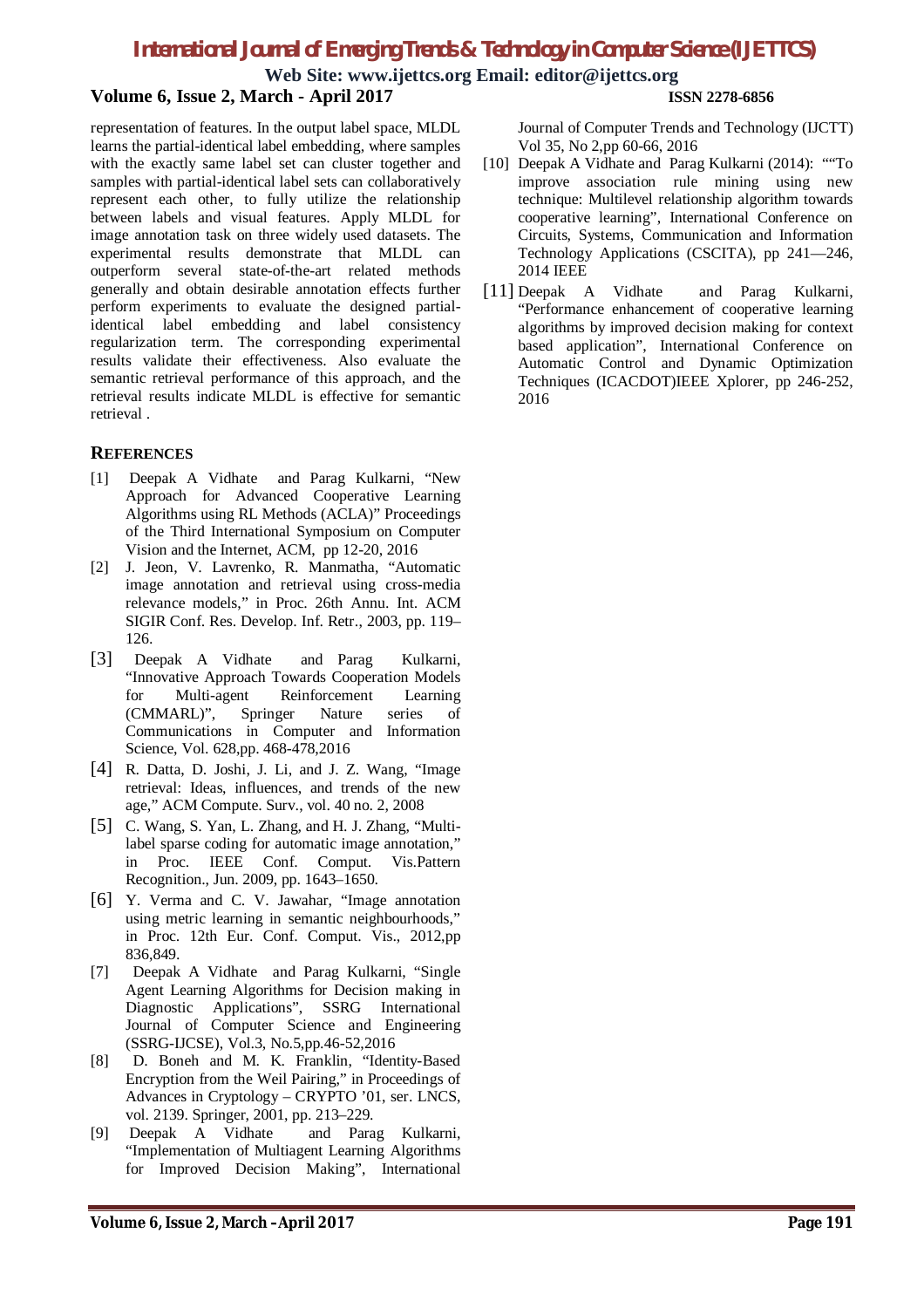representation of features. In the output label space, MLDL learns the partial-identical label embedding, where samples with the exactly same label set can cluster together and samples with partial-identical label sets can collaboratively represent each other, to fully utilize the relationship between labels and visual features. Apply MLDL for image annotation task on three widely used datasets. The experimental results demonstrate that MLDL can outperform several state-of-the-art related methods generally and obtain desirable annotation effects further perform experiments to evaluate the designed partial-identical label embedding and label consistency regularization term. The corresponding experimental results validate their effectiveness. Also evaluate the semantic retrieval performance of this approach, and the retrieval results indicate MLDL is effective for semantic retrieval .

## REFERENCES

[1] Deepak A Vidhate and Parag Kulkarni, "New Approach for Advanced Cooperative Learning Algorithms using RL Methods (ACLA)" Proceedings of the Third International Symposium on Computer Vision and the Internet, ACM, pp 12-20, 2016

[2] J. Jeon, V. Lavrenko, R. Manmatha, "Automatic image annotation and retrieval using cross-media relevance models," in Proc. 26th Annu. Int. ACM SIGIR Conf. Res. Develop. Inf. Retr., 2003, pp. 119–126.

[3] Deepak A Vidhate and Parag Kulkarni, "Innovative Approach Towards Cooperation Models for Multi-agent Reinforcement Learning (CMMARL)", Springer Nature series of Communications in Computer and Information Science, Vol. 628,pp. 468-478,2016

[4] R. Datta, D. Joshi, J. Li, and J. Z. Wang, "Image retrieval: Ideas, influences, and trends of the new age," ACM Compute. Surv., vol. 40 no. 2, 2008

[5] C. Wang, S. Yan, L. Zhang, and H. J. Zhang, "Multi-label sparse coding for automatic image annotation," in Proc. IEEE Conf. Comput. Vis.Pattern Recognition., Jun. 2009, pp. 1643–1650.

[6] Y. Verma and C. V. Jawahar, "Image annotation using metric learning in semantic neighbourhoods," in Proc. 12th Eur. Conf. Comput. Vis., 2012,pp 836,849.

[7] Deepak A Vidhate and Parag Kulkarni, "Single Agent Learning Algorithms for Decision making in Diagnostic Applications", SSRG International Journal of Computer Science and Engineering (SSRG-IJCSE), Vol.3, No.5,pp.46-52,2016

[8] D. Boneh and M. K. Franklin, "Identity-Based Encryption from the Weil Pairing," in Proceedings of Advances in Cryptology – CRYPTO '01, ser. LNCS, vol. 2139. Springer, 2001, pp. 213–229.

[9] Deepak A Vidhate and Parag Kulkarni, "Implementation of Multiagent Learning Algorithms for Improved Decision Making", International Journal of Computer Trends and Technology (IJCTT) Vol 35, No 2,pp 60-66, 2016

[10] Deepak A Vidhate and Parag Kulkarni (2014): ""To improve association rule mining using new technique: Multilevel relationship algorithm towards cooperative learning", International Conference on Circuits, Systems, Communication and Information Technology Applications (CSCITA), pp 241—246, 2014 IEEE

[11] Deepak A Vidhate and Parag Kulkarni, "Performance enhancement of cooperative learning algorithms by improved decision making for context based application", International Conference on Automatic Control and Dynamic Optimization Techniques (ICACDOT)IEEE Xplorer, pp 246-252, 2016